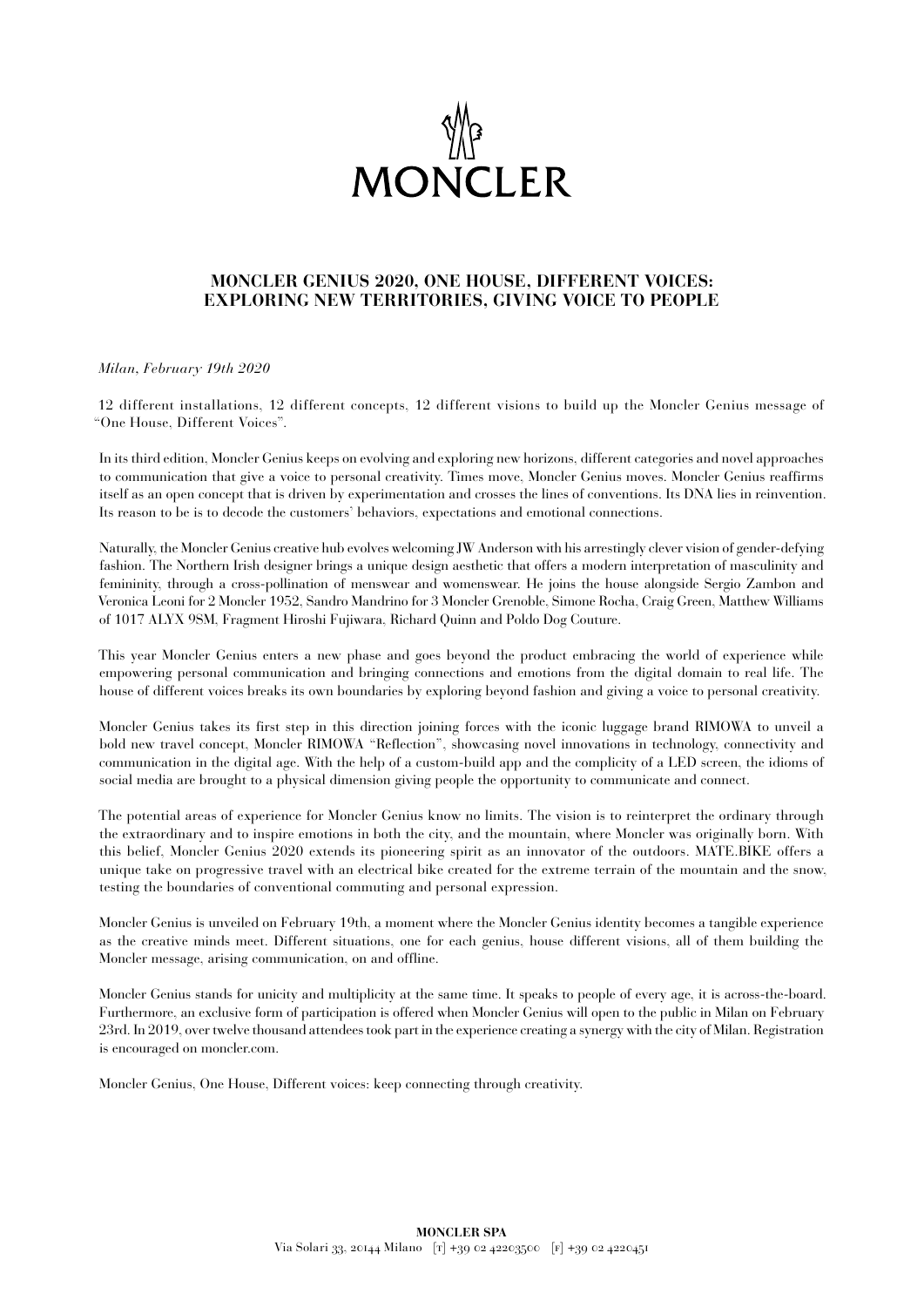# MONCLER

## MONCLER GENIUS 2020, ONE HOUSE, DIFFERENT VOICES: EXPLORING NEW TERRITORIES, GIVING VOICE TO PEOPLE

*Milan, February 19th 2020*

12 different installations, 12 different concepts, 12 different visions to build up the Moncler Genius message of "One House, Different Voices".

In its third edition, Moncler Genius keeps on evolving and exploring new horizons, different categories and novel approaches to communication that give a voice to personal creativity. Times move, Moncler Genius moves. Moncler Genius reaffirms itself as an open concept that is driven by experimentation and crosses the lines of conventions. Its DNA lies in reinvention. Its reason to be is to decode the customers' behaviors, expectations and emotional connections.

Naturally, the Moncler Genius creative hub evolves welcoming JW Anderson with his arrestingly clever vision of gender-defying fashion. The Northern Irish designer brings a unique design aesthetic that offers a modern interpretation of masculinity and femininity, through a cross-pollination of menswear and womenswear. He joins the house alongside Sergio Zambon and Veronica Leoni for 2 Moncler 1952, Sandro Mandrino for 3 Moncler Grenoble, Simone Rocha, Craig Green, Matthew Williams of 1017 ALYX 9SM, Fragment Hiroshi Fujiwara, Richard Quinn and Poldo Dog Couture.

This year Moncler Genius enters a new phase and goes beyond the product embracing the world of experience while empowering personal communication and bringing connections and emotions from the digital domain to real life. The house of different voices breaks its own boundaries by exploring beyond fashion and giving a voice to personal creativity.

Moncler Genius takes its first step in this direction joining forces with the iconic luggage brand RIMOWA to unveil a bold new travel concept, Moncler RIMOWA "Reflection", showcasing novel innovations in technology, connectivity and communication in the digital age. With the help of a custom-build app and the complicity of a LED screen, the idioms of social media are brought to a physical dimension giving people the opportunity to communicate and connect.

The potential areas of experience for Moncler Genius know no limits. The vision is to reinterpret the ordinary through the extraordinary and to inspire emotions in both the city, and the mountain, where Moncler was originally born. With this belief, Moncler Genius 2020 extends its pioneering spirit as an innovator of the outdoors. MATE.BIKE offers a unique take on progressive travel with an electrical bike created for the extreme terrain of the mountain and the snow, testing the boundaries of conventional commuting and personal expression.

Moncler Genius is unveiled on February 19th, a moment where the Moncler Genius identity becomes a tangible experience as the creative minds meet. Different situations, one for each genius, house different visions, all of them building the Moncler message, arising communication, on and offline.

Moncler Genius stands for unicity and multiplicity at the same time. It speaks to people of every age, it is across-the-board. Furthermore, an exclusive form of participation is offered when Moncler Genius will open to the public in Milan on February 23rd. In 2019, over twelve thousand attendees took part in the experience creating a synergy with the city of Milan. Registration is encouraged on moncler.com.

Moncler Genius, One House, Different voices: keep connecting through creativity.

**MONCLER SPA**
Via Solari 33, 20144 Milano [T] +39 02 42203500 [F] +39 02 4220451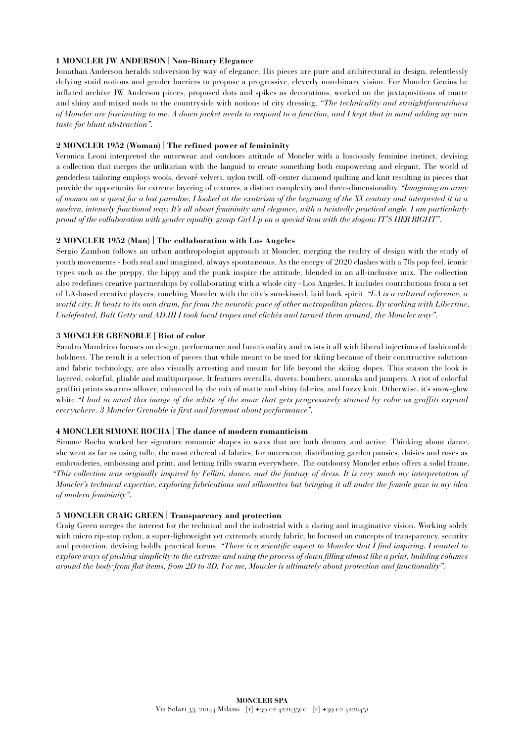**1 MONCLER JW ANDERSON | Non-Binary Elegance**

Jonathan Anderson heralds subversion by way of elegance. His pieces are pure and architectural in design, relentlessly defying staid notions and gender barriers to propose a progressive, cleverly non-binary vision. For Moncler Genius he inflated archive JW Anderson pieces, proposed dots and spikes as decorations, worked on the juxtapositions of matte and shiny and mixed nods to the countryside with notions of city dressing. *"The technicality and straightforwardness of Moncler are fascinating to me. A down jacket needs to respond to a function, and I kept that in mind adding my own taste for blunt abstraction".*

**2 MONCLER 1952 (Woman) | The refined power of femininity**

Veronica Leoni interpreted the outerwear and outdoors attitude of Moncler with a lusciously feminine instinct, devising a collection that merges the utilitarian with the languid to create something both empowering and elegant. The world of genderless tailoring employs wools, devoré velvets, nylon twill, off-center diamond quilting and knit resulting in pieces that provide the opportunity for extreme layering of textures, a distinct complexity and three-dimensionality. *"Imagining an army of women on a quest for a lost paradise, I looked at the exoticism of the beginning of the XX century and interpreted it in a modern, intensely functional way. It's all about femininity and elegance, with a twistedly practical angle. I am particularly proud of the collaboration with gender equality group Girl Up on a special item with the slogan: IT'S HER RIGHT".*

**2 MONCLER 1952 (Man) | The collaboration with Los Angeles**

Sergio Zambon follows an urban anthropologist approach at Moncler, merging the reality of design with the study of youth movements - both real and imagined, always spontaneous. As the energy of 2020 clashes with a 70s pop feel, iconic types such as the preppy, the hippy and the punk inspire the attitude, blended in an all-inclusive mix. The collection also redefines creative partnerships by collaborating with a whole city – Los Angeles. It includes contributions from a set of LA-based creative players, touching Moncler with the city's sun-kissed, laid back spirit. *"LA is a cultural reference, a world city. It beats to its own drum, far from the neurotic pace of other metropolitan places. By working with Libertine, Undefeated, Balt Getty and AD.III I took local tropes and clichès and turned them around, the Moncler way".*

**3 MONCLER GRENOBLE | Riot of color**

Sandro Mandrino focuses on design, performance and functionality and twists it all with liberal injections of fashionable boldness. The result is a selection of pieces that while meant to be used for skiing because of their constructive solutions and fabric technology, are also visually arresting and meant for life beyond the skiing slopes. This season the look is layered, colorful, pliable and multipurpose. It features overalls, duvets, bombers, anoraks and jumpers. A riot of colorful graffiti prints swarms allover, enhanced by the mix of matte and shiny fabrics, and fuzzy knit. Otherwise, it's snow-glow white *"I had in mind this image of the white of the snow that gets progressively stained by color as graffiti expand everywhere. 3 Moncler Grenoble is first and foremost about performance".*

**4 MONCLER SIMONE ROCHA | The dance of modern romanticism**

Simone Rocha worked her signature romantic shapes in ways that are both dreamy and active. Thinking about dance, she went as far as using tulle, the most ethereal of fabrics, for outerwear, distributing garden pansies, daisies and roses as embroideries, embossing and print, and letting frills swarm everywhere. The outdoorsy Moncler ethos offers a solid frame. *"This collection was originally inspired by Fellini, dance, and the fantasy of dress. It is very much my interpretation of Moncler's technical expertise, exploring fabrications and silhouettes but bringing it all under the female gaze in my idea of modern femininity".*

**5 MONCLER CRAIG GREEN | Transparency and protection**

Craig Green merges the interest for the technical and the industrial with a daring and imaginative vision. Working solely with micro rip-stop nylon, a super-lightweight yet extremely sturdy fabric, he focused on concepts of transparency, security and protection, devising boldly practical forms. *"There is a scientific aspect to Moncler that I find inspiring. I wanted to explore ways of pushing simplicity to the extreme and using the process of down filling almost like a print, building volumes around the body from flat items, from 2D to 3D. For me, Moncler is ultimately about protection and functionality".*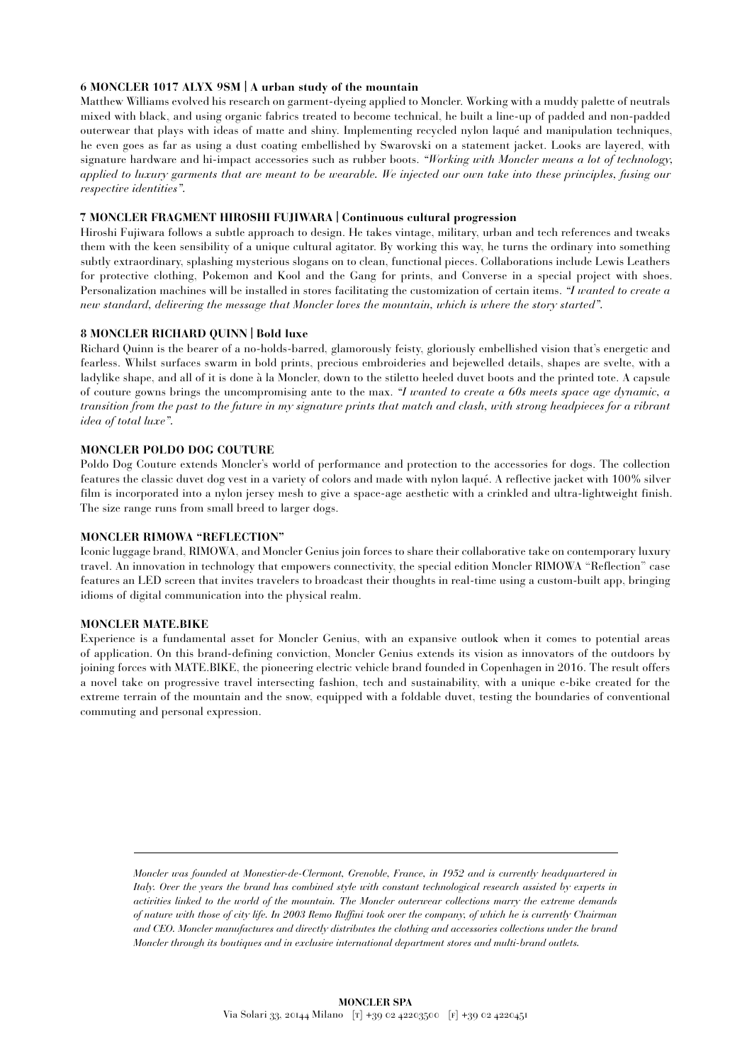**6 MONCLER 1017 ALYX 9SM | A urban study of the mountain**

Matthew Williams evolved his research on garment-dyeing applied to Moncler. Working with a muddy palette of neutrals mixed with black, and using organic fabrics treated to become technical, he built a line-up of padded and non-padded outerwear that plays with ideas of matte and shiny. Implementing recycled nylon laqué and manipulation techniques, he even goes as far as using a dust coating embellished by Swarovski on a statement jacket. Looks are layered, with signature hardware and hi-impact accessories such as rubber boots. *"Working with Moncler means a lot of technology, applied to luxury garments that are meant to be wearable. We injected our own take into these principles, fusing our respective identities".*

**7 MONCLER FRAGMENT HIROSHI FUJIWARA | Continuous cultural progression**

Hiroshi Fujiwara follows a subtle approach to design. He takes vintage, military, urban and tech references and tweaks them with the keen sensibility of a unique cultural agitator. By working this way, he turns the ordinary into something subtly extraordinary, splashing mysterious slogans on to clean, functional pieces. Collaborations include Lewis Leathers for protective clothing, Pokemon and Kool and the Gang for prints, and Converse in a special project with shoes. Personalization machines will be installed in stores facilitating the customization of certain items. *"I wanted to create a new standard, delivering the message that Moncler loves the mountain, which is where the story started".*

**8 MONCLER RICHARD QUINN | Bold luxe**

Richard Quinn is the bearer of a no-holds-barred, glamorously feisty, gloriously embellished vision that's energetic and fearless. Whilst surfaces swarm in bold prints, precious embroideries and bejewelled details, shapes are svelte, with a ladylike shape, and all of it is done à la Moncler, down to the stiletto heeled duvet boots and the printed tote. A capsule of couture gowns brings the uncompromising ante to the max. *"I wanted to create a 60s meets space age dynamic, a transition from the past to the future in my signature prints that match and clash, with strong headpieces for a vibrant idea of total luxe".*

**MONCLER POLDO DOG COUTURE**

Poldo Dog Couture extends Moncler's world of performance and protection to the accessories for dogs. The collection features the classic duvet dog vest in a variety of colors and made with nylon laqué. A reflective jacket with 100% silver film is incorporated into a nylon jersey mesh to give a space-age aesthetic with a crinkled and ultra-lightweight finish. The size range runs from small breed to larger dogs.

**MONCLER RIMOWA "REFLECTION"**

Iconic luggage brand, RIMOWA, and Moncler Genius join forces to share their collaborative take on contemporary luxury travel. An innovation in technology that empowers connectivity, the special edition Moncler RIMOWA "Reflection" case features an LED screen that invites travelers to broadcast their thoughts in real-time using a custom-built app, bringing idioms of digital communication into the physical realm.

**MONCLER MATE.BIKE**

Experience is a fundamental asset for Moncler Genius, with an expansive outlook when it comes to potential areas of application. On this brand-defining conviction, Moncler Genius extends its vision as innovators of the outdoors by joining forces with MATE.BIKE, the pioneering electric vehicle brand founded in Copenhagen in 2016. The result offers a novel take on progressive travel intersecting fashion, tech and sustainability, with a unique e-bike created for the extreme terrain of the mountain and the snow, equipped with a foldable duvet, testing the boundaries of conventional commuting and personal expression.

---

*Moncler was founded at Monestier-de-Clermont, Grenoble, France, in 1952 and is currently headquartered in Italy. Over the years the brand has combined style with constant technological research assisted by experts in activities linked to the world of the mountain. The Moncler outerwear collections marry the extreme demands of nature with those of city life. In 2003 Remo Ruffini took over the company, of which he is currently Chairman and CEO. Moncler manufactures and directly distributes the clothing and accessories collections under the brand Moncler through its boutiques and in exclusive international department stores and multi-brand outlets.*

**MONCLER SPA**
Via Solari 33, 20144 Milano [T] +39 02 42203500 [F] +39 02 4220451